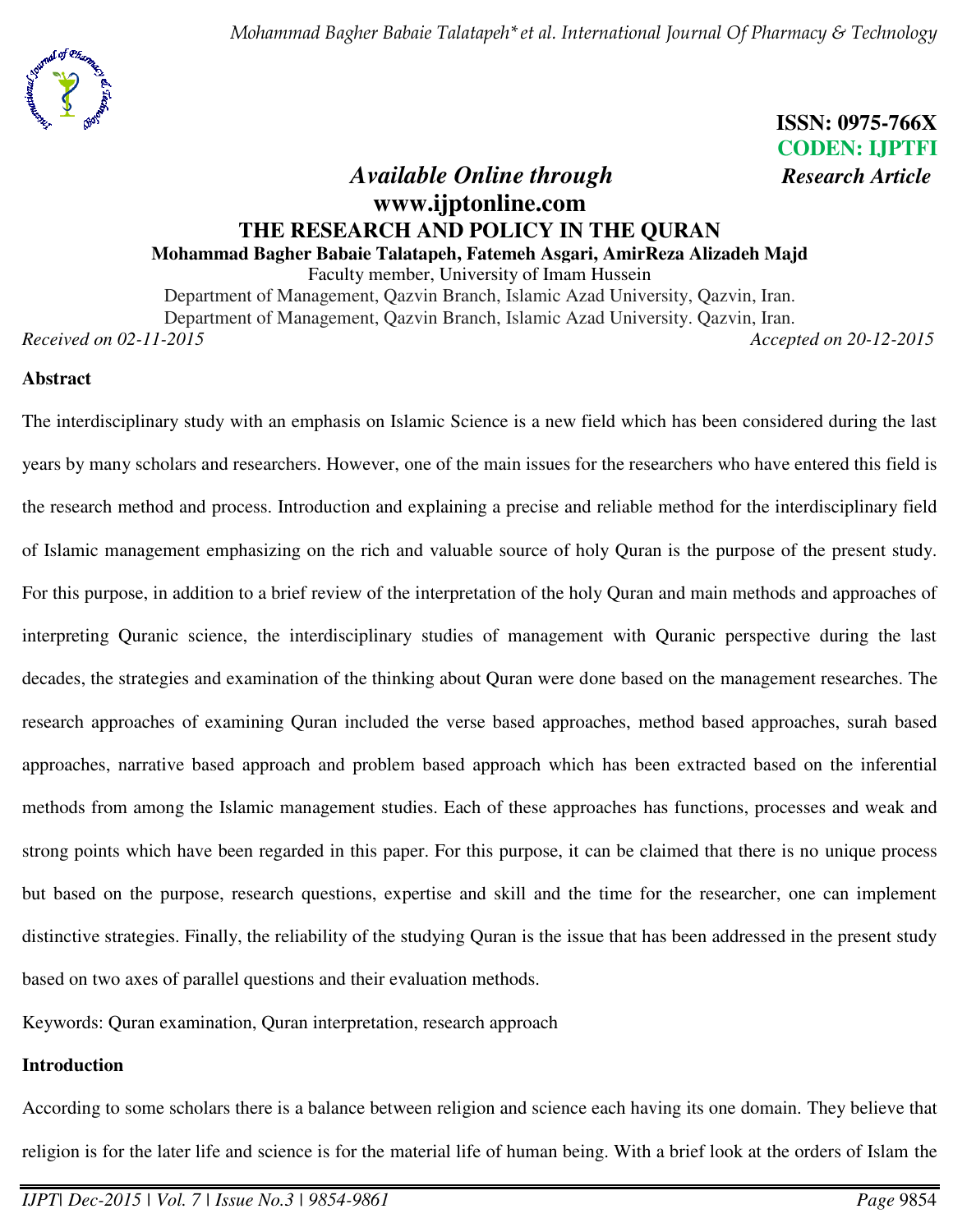ISSN: 0975-766X
CODEN: IJPTFI
*Research Article*

*Available Online through*
**www.ijptonline.com**

# THE RESEARCH AND POLICY IN THE QURAN

**Mohammad Bagher Babaie Talatapeh, Fatemeh Asgari, AmirReza Alizadeh Majd**

Faculty member, University of Imam Hussein

Department of Management, Qazvin Branch, Islamic Azad University, Qazvin, Iran.

Department of Management, Qazvin Branch, Islamic Azad University. Qazvin, Iran.

*Received on 02-11-2015* *Accepted on 20-12-2015*

## Abstract

The interdisciplinary study with an emphasis on Islamic Science is a new field which has been considered during the last years by many scholars and researchers. However, one of the main issues for the researchers who have entered this field is the research method and process. Introduction and explaining a precise and reliable method for the interdisciplinary field of Islamic management emphasizing on the rich and valuable source of holy Quran is the purpose of the present study. For this purpose, in addition to a brief review of the interpretation of the holy Quran and main methods and approaches of interpreting Quranic science, the interdisciplinary studies of management with Quranic perspective during the last decades, the strategies and examination of the thinking about Quran were done based on the management researches. The research approaches of examining Quran included the verse based approaches, method based approaches, surah based approaches, narrative based approach and problem based approach which has been extracted based on the inferential methods from among the Islamic management studies. Each of these approaches has functions, processes and weak and strong points which have been regarded in this paper. For this purpose, it can be claimed that there is no unique process but based on the purpose, research questions, expertise and skill and the time for the researcher, one can implement distinctive strategies. Finally, the reliability of the studying Quran is the issue that has been addressed in the present study based on two axes of parallel questions and their evaluation methods.

Keywords: Quran examination, Quran interpretation, research approach

## Introduction

According to some scholars there is a balance between religion and science each having its one domain. They believe that religion is for the later life and science is for the material life of human being. With a brief look at the orders of Islam the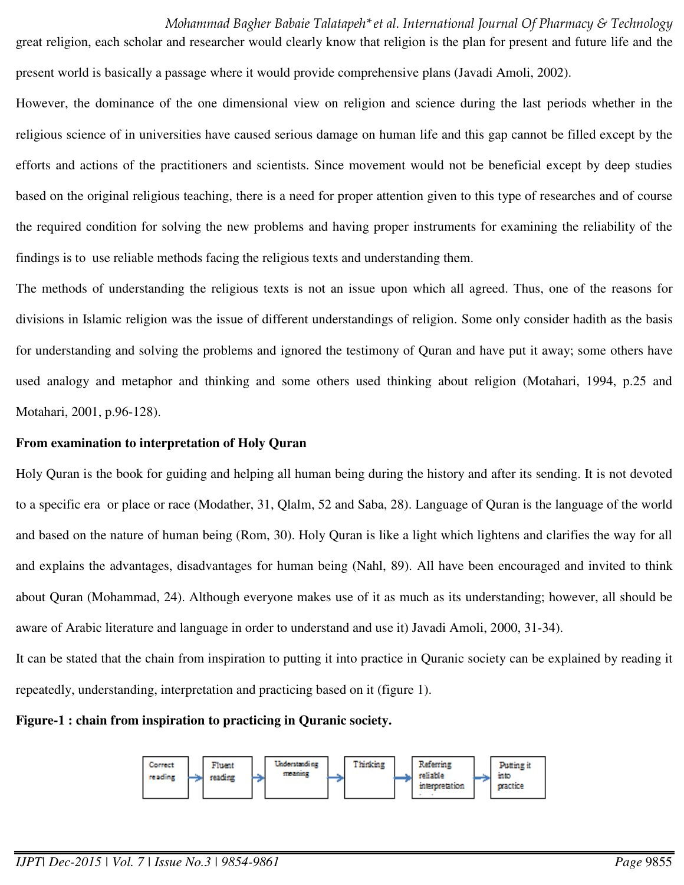great religion, each scholar and researcher would clearly know that religion is the plan for present and future life and the present world is basically a passage where it would provide comprehensive plans (Javadi Amoli, 2002).

However, the dominance of the one dimensional view on religion and science during the last periods whether in the religious science of in universities have caused serious damage on human life and this gap cannot be filled except by the efforts and actions of the practitioners and scientists. Since movement would not be beneficial except by deep studies based on the original religious teaching, there is a need for proper attention given to this type of researches and of course the required condition for solving the new problems and having proper instruments for examining the reliability of the findings is to use reliable methods facing the religious texts and understanding them.

The methods of understanding the religious texts is not an issue upon which all agreed. Thus, one of the reasons for divisions in Islamic religion was the issue of different understandings of religion. Some only consider hadith as the basis for understanding and solving the problems and ignored the testimony of Quran and have put it away; some others have used analogy and metaphor and thinking and some others used thinking about religion (Motahari, 1994, p.25 and Motahari, 2001, p.96-128).

**From examination to interpretation of Holy Quran**

Holy Quran is the book for guiding and helping all human being during the history and after its sending. It is not devoted to a specific era or place or race (Modather, 31, Qlalm, 52 and Saba, 28). Language of Quran is the language of the world and based on the nature of human being (Rom, 30). Holy Quran is like a light which lightens and clarifies the way for all and explains the advantages, disadvantages for human being (Nahl, 89). All have been encouraged and invited to think about Quran (Mohammad, 24). Although everyone makes use of it as much as its understanding; however, all should be aware of Arabic literature and language in order to understand and use it) Javadi Amoli, 2000, 31-34).

It can be stated that the chain from inspiration to putting it into practice in Quranic society can be explained by reading it repeatedly, understanding, interpretation and practicing based on it (figure 1).

**Figure-1 : chain from inspiration to practicing in Quranic society.**

Correct reading → Fluent reading → Understanding meaning → Thinking → Referring reliable interpretation → Putting it into practice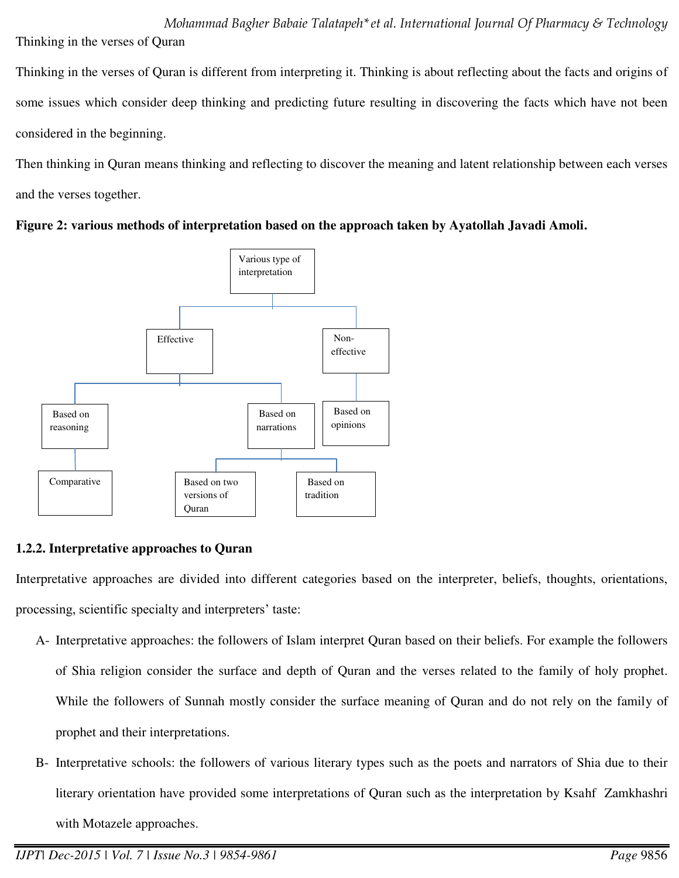Thinking in the verses of Quran

Thinking in the verses of Quran is different from interpreting it. Thinking is about reflecting about the facts and origins of some issues which consider deep thinking and predicting future resulting in discovering the facts which have not been considered in the beginning.

Then thinking in Quran means thinking and reflecting to discover the meaning and latent relationship between each verses and the verses together.

**Figure 2: various methods of interpretation based on the approach taken by Ayatollah Javadi Amoli.**

- Various type of interpretation
  - Effective
    - Based on reasoning
      - Comparative
    - Based on narrations
      - Based on two versions of Quran
      - Based on tradition
  - Non-effective
    - Based on opinions

### 1.2.2. Interpretative approaches to Quran

Interpretative approaches are divided into different categories based on the interpreter, beliefs, thoughts, orientations, processing, scientific specialty and interpreters' taste:

A- Interpretative approaches: the followers of Islam interpret Quran based on their beliefs. For example the followers of Shia religion consider the surface and depth of Quran and the verses related to the family of holy prophet. While the followers of Sunnah mostly consider the surface meaning of Quran and do not rely on the family of prophet and their interpretations.

B- Interpretative schools: the followers of various literary types such as the poets and narrators of Shia due to their literary orientation have provided some interpretations of Quran such as the interpretation by Ksahf Zamkhashri with Motazele approaches.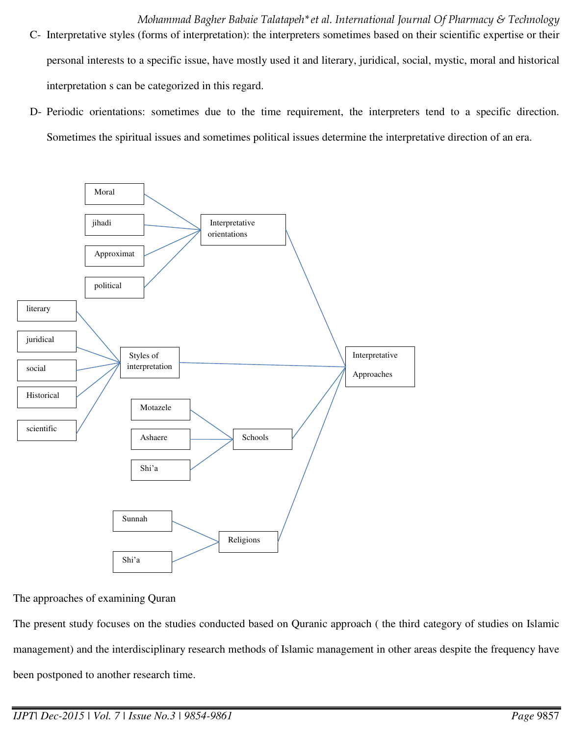C- Interpretative styles (forms of interpretation): the interpreters sometimes based on their scientific expertise or their personal interests to a specific issue, have mostly used it and literary, juridical, social, mystic, moral and historical interpretation s can be categorized in this regard.

D- Periodic orientations: sometimes due to the time requirement, the interpreters tend to a specific direction. Sometimes the spiritual issues and sometimes political issues determine the interpretative direction of an era.

- Interpretative Approaches
  - Interpretative orientations
    - Moral
    - jihadi
    - Approximat
    - political
  - Styles of interpretation
    - literary
    - juridical
    - social
    - Historical
    - scientific
  - Schools
    - Motazele
    - Ashaere
    - Shi'a
  - Religions
    - Sunnah
    - Shi'a

The approaches of examining Quran

The present study focuses on the studies conducted based on Quranic approach ( the third category of studies on Islamic management) and the interdisciplinary research methods of Islamic management in other areas despite the frequency have been postponed to another research time.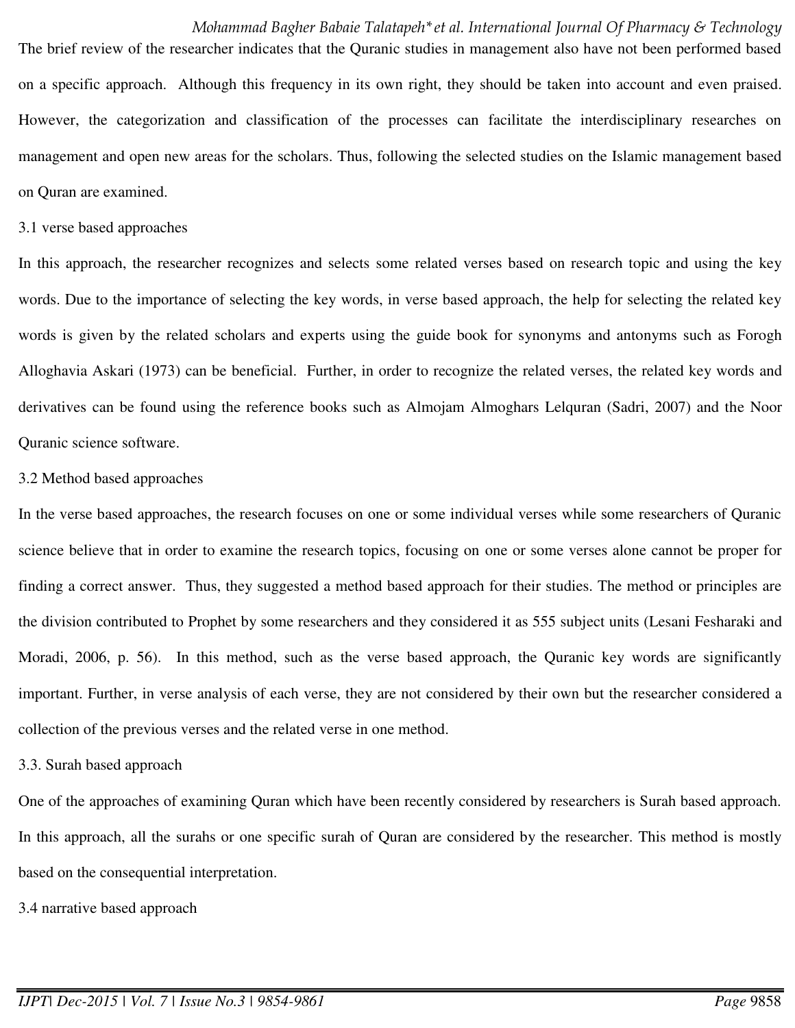The brief review of the researcher indicates that the Quranic studies in management also have not been performed based on a specific approach. Although this frequency in its own right, they should be taken into account and even praised. However, the categorization and classification of the processes can facilitate the interdisciplinary researches on management and open new areas for the scholars. Thus, following the selected studies on the Islamic management based on Quran are examined.

### 3.1 verse based approaches

In this approach, the researcher recognizes and selects some related verses based on research topic and using the key words. Due to the importance of selecting the key words, in verse based approach, the help for selecting the related key words is given by the related scholars and experts using the guide book for synonyms and antonyms such as Forogh Alloghavia Askari (1973) can be beneficial. Further, in order to recognize the related verses, the related key words and derivatives can be found using the reference books such as Almojam Almoghars Lelquran (Sadri, 2007) and the Noor Quranic science software.

### 3.2 Method based approaches

In the verse based approaches, the research focuses on one or some individual verses while some researchers of Quranic science believe that in order to examine the research topics, focusing on one or some verses alone cannot be proper for finding a correct answer. Thus, they suggested a method based approach for their studies. The method or principles are the division contributed to Prophet by some researchers and they considered it as 555 subject units (Lesani Fesharaki and Moradi, 2006, p. 56). In this method, such as the verse based approach, the Quranic key words are significantly important. Further, in verse analysis of each verse, they are not considered by their own but the researcher considered a collection of the previous verses and the related verse in one method.

### 3.3. Surah based approach

One of the approaches of examining Quran which have been recently considered by researchers is Surah based approach. In this approach, all the surahs or one specific surah of Quran are considered by the researcher. This method is mostly based on the consequential interpretation.

### 3.4 narrative based approach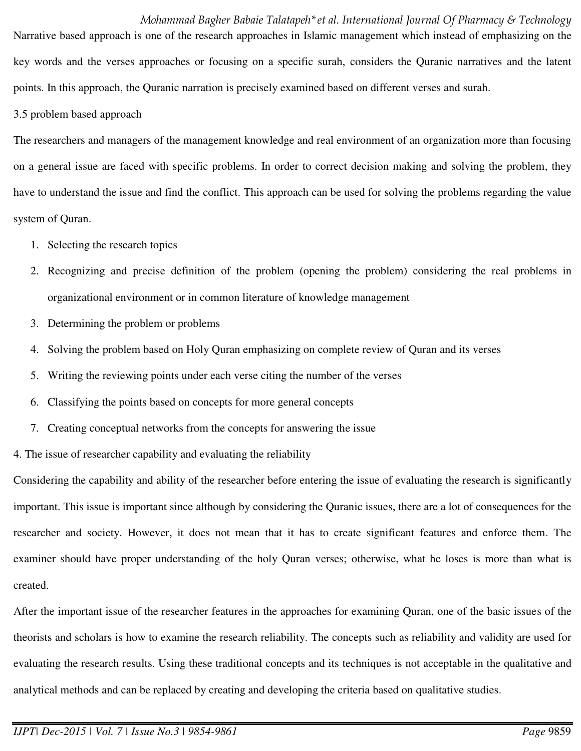Narrative based approach is one of the research approaches in Islamic management which instead of emphasizing on the key words and the verses approaches or focusing on a specific surah, considers the Quranic narratives and the latent points. In this approach, the Quranic narration is precisely examined based on different verses and surah.

### 3.5 problem based approach

The researchers and managers of the management knowledge and real environment of an organization more than focusing on a general issue are faced with specific problems. In order to correct decision making and solving the problem, they have to understand the issue and find the conflict. This approach can be used for solving the problems regarding the value system of Quran.

1. Selecting the research topics
2. Recognizing and precise definition of the problem (opening the problem) considering the real problems in organizational environment or in common literature of knowledge management
3. Determining the problem or problems
4. Solving the problem based on Holy Quran emphasizing on complete review of Quran and its verses
5. Writing the reviewing points under each verse citing the number of the verses
6. Classifying the points based on concepts for more general concepts
7. Creating conceptual networks from the concepts for answering the issue

## 4. The issue of researcher capability and evaluating the reliability

Considering the capability and ability of the researcher before entering the issue of evaluating the research is significantly important. This issue is important since although by considering the Quranic issues, there are a lot of consequences for the researcher and society. However, it does not mean that it has to create significant features and enforce them. The examiner should have proper understanding of the holy Quran verses; otherwise, what he loses is more than what is created.

After the important issue of the researcher features in the approaches for examining Quran, one of the basic issues of the theorists and scholars is how to examine the research reliability. The concepts such as reliability and validity are used for evaluating the research results. Using these traditional concepts and its techniques is not acceptable in the qualitative and analytical methods and can be replaced by creating and developing the criteria based on qualitative studies.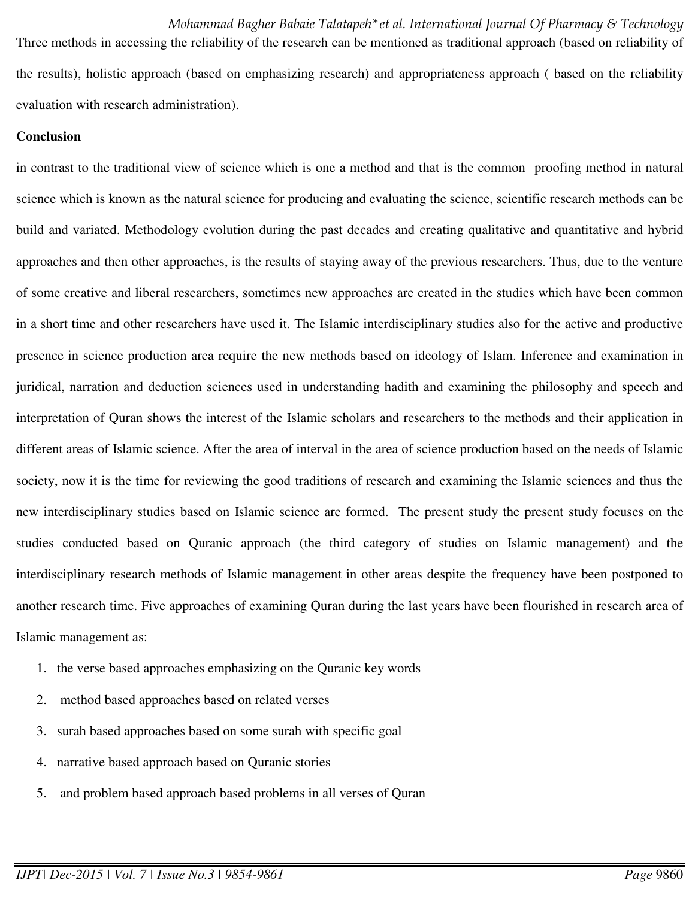Three methods in accessing the reliability of the research can be mentioned as traditional approach (based on reliability of the results), holistic approach (based on emphasizing research) and appropriateness approach ( based on the reliability evaluation with research administration).

**Conclusion**

in contrast to the traditional view of science which is one a method and that is the common proofing method in natural science which is known as the natural science for producing and evaluating the science, scientific research methods can be build and variated. Methodology evolution during the past decades and creating qualitative and quantitative and hybrid approaches and then other approaches, is the results of staying away of the previous researchers. Thus, due to the venture of some creative and liberal researchers, sometimes new approaches are created in the studies which have been common in a short time and other researchers have used it. The Islamic interdisciplinary studies also for the active and productive presence in science production area require the new methods based on ideology of Islam. Inference and examination in juridical, narration and deduction sciences used in understanding hadith and examining the philosophy and speech and interpretation of Quran shows the interest of the Islamic scholars and researchers to the methods and their application in different areas of Islamic science. After the area of interval in the area of science production based on the needs of Islamic society, now it is the time for reviewing the good traditions of research and examining the Islamic sciences and thus the new interdisciplinary studies based on Islamic science are formed. The present study the present study focuses on the studies conducted based on Quranic approach (the third category of studies on Islamic management) and the interdisciplinary research methods of Islamic management in other areas despite the frequency have been postponed to another research time. Five approaches of examining Quran during the last years have been flourished in research area of Islamic management as:

1. the verse based approaches emphasizing on the Quranic key words
2. method based approaches based on related verses
3. surah based approaches based on some surah with specific goal
4. narrative based approach based on Quranic stories
5. and problem based approach based problems in all verses of Quran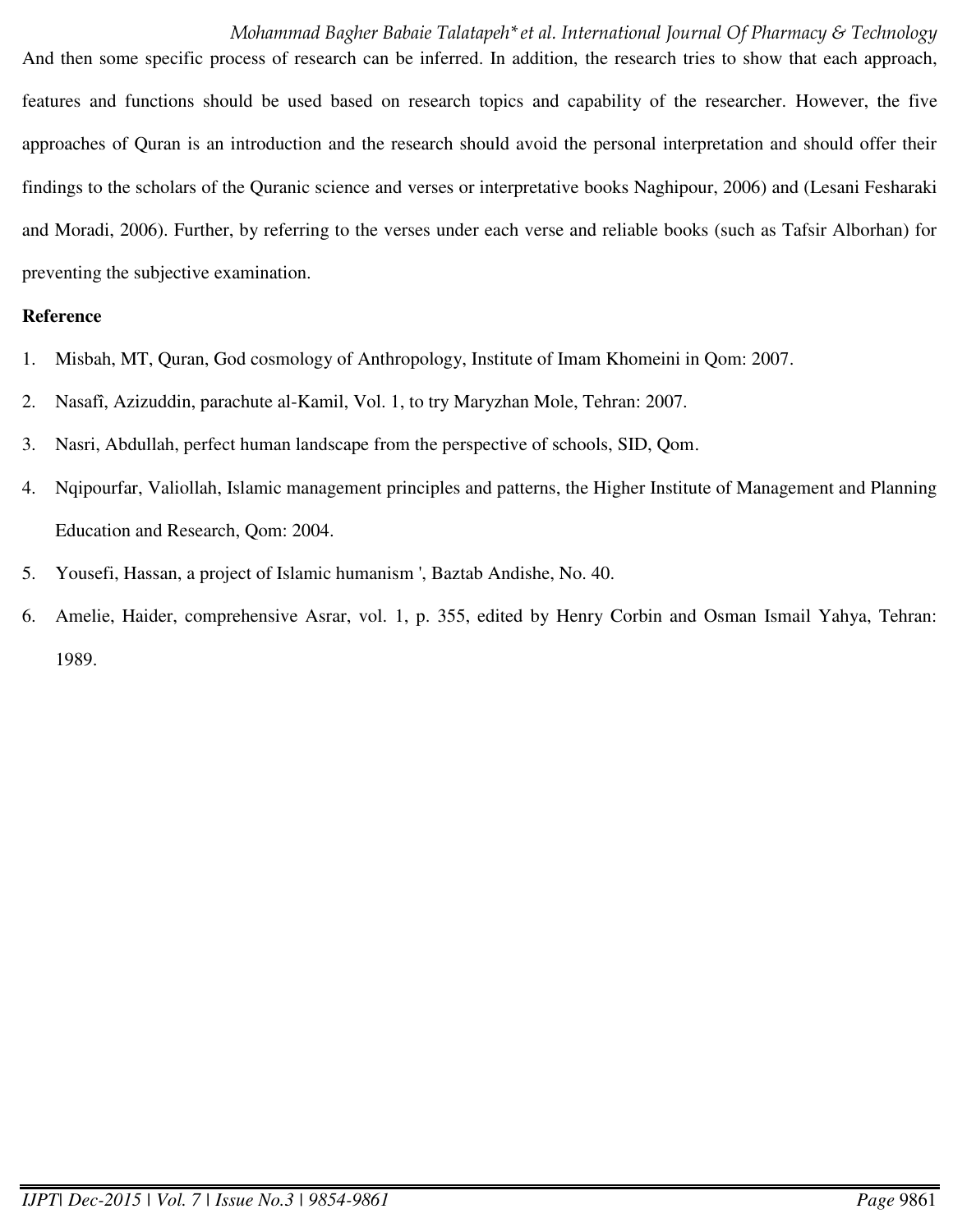And then some specific process of research can be inferred. In addition, the research tries to show that each approach, features and functions should be used based on research topics and capability of the researcher. However, the five approaches of Quran is an introduction and the research should avoid the personal interpretation and should offer their findings to the scholars of the Quranic science and verses or interpretative books Naghipour, 2006) and (Lesani Fesharaki and Moradi, 2006). Further, by referring to the verses under each verse and reliable books (such as Tafsir Alborhan) for preventing the subjective examination.

**Reference**

1. Misbah, MT, Quran, God cosmology of Anthropology, Institute of Imam Khomeini in Qom: 2007.
2. Nasafi, Azizuddin, parachute al-Kamil, Vol. 1, to try Maryzhan Mole, Tehran: 2007.
3. Nasri, Abdullah, perfect human landscape from the perspective of schools, SID, Qom.
4. Nqipourfar, Valiollah, Islamic management principles and patterns, the Higher Institute of Management and Planning Education and Research, Qom: 2004.
5. Yousefi, Hassan, a project of Islamic humanism ', Baztab Andishe, No. 40.
6. Amelie, Haider, comprehensive Asrar, vol. 1, p. 355, edited by Henry Corbin and Osman Ismail Yahya, Tehran: 1989.